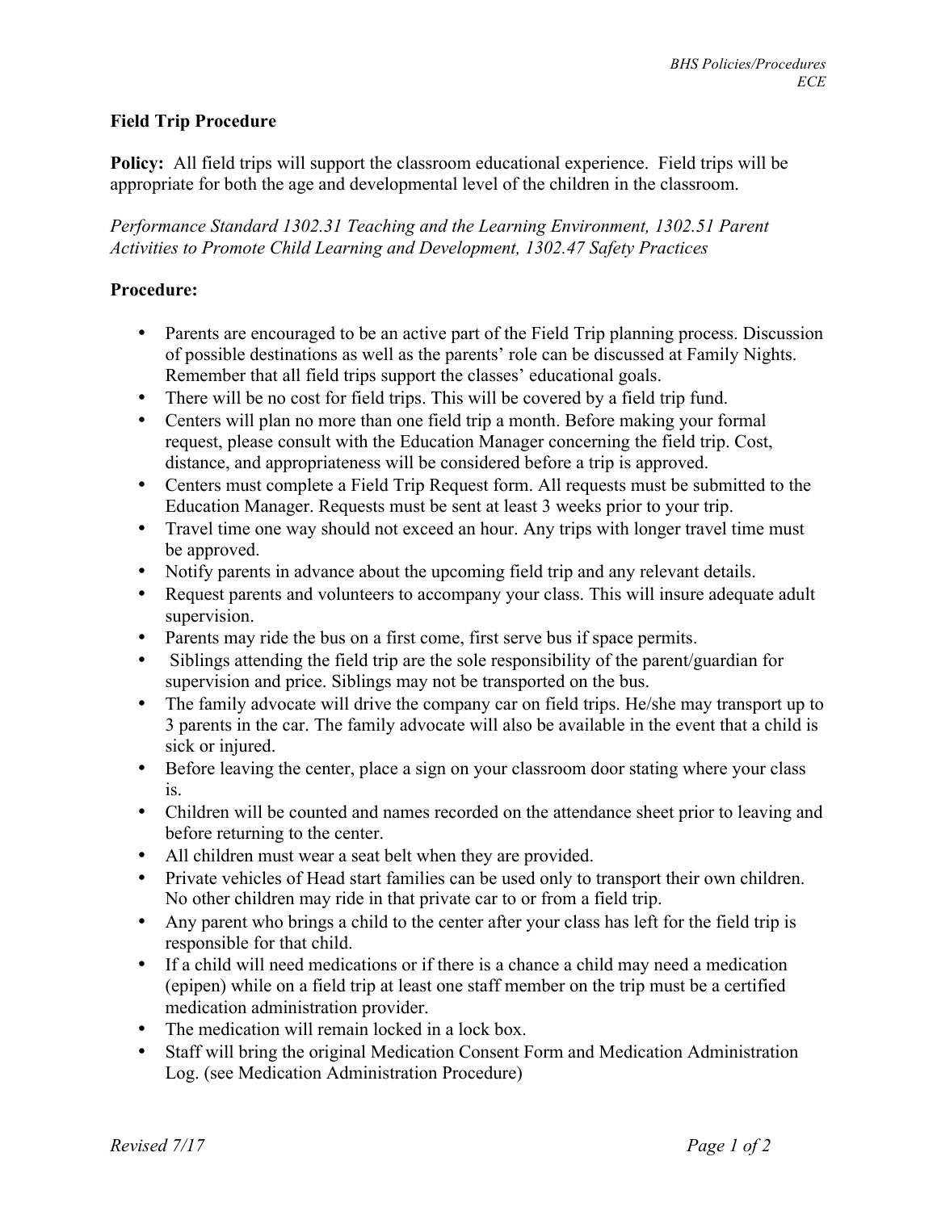## Field Trip Procedure

**Policy:** All field trips will support the classroom educational experience. Field trips will be appropriate for both the age and developmental level of the children in the classroom.

*Performance Standard 1302.31 Teaching and the Learning Environment, 1302.51 Parent Activities to Promote Child Learning and Development, 1302.47 Safety Practices*

**Procedure:**

- Parents are encouraged to be an active part of the Field Trip planning process. Discussion of possible destinations as well as the parents' role can be discussed at Family Nights. Remember that all field trips support the classes' educational goals.
- There will be no cost for field trips. This will be covered by a field trip fund.
- Centers will plan no more than one field trip a month. Before making your formal request, please consult with the Education Manager concerning the field trip. Cost, distance, and appropriateness will be considered before a trip is approved.
- Centers must complete a Field Trip Request form. All requests must be submitted to the Education Manager. Requests must be sent at least 3 weeks prior to your trip.
- Travel time one way should not exceed an hour. Any trips with longer travel time must be approved.
- Notify parents in advance about the upcoming field trip and any relevant details.
- Request parents and volunteers to accompany your class. This will insure adequate adult supervision.
- Parents may ride the bus on a first come, first serve bus if space permits.
- Siblings attending the field trip are the sole responsibility of the parent/guardian for supervision and price. Siblings may not be transported on the bus.
- The family advocate will drive the company car on field trips. He/she may transport up to 3 parents in the car. The family advocate will also be available in the event that a child is sick or injured.
- Before leaving the center, place a sign on your classroom door stating where your class is.
- Children will be counted and names recorded on the attendance sheet prior to leaving and before returning to the center.
- All children must wear a seat belt when they are provided.
- Private vehicles of Head start families can be used only to transport their own children. No other children may ride in that private car to or from a field trip.
- Any parent who brings a child to the center after your class has left for the field trip is responsible for that child.
- If a child will need medications or if there is a chance a child may need a medication (epipen) while on a field trip at least one staff member on the trip must be a certified medication administration provider.
- The medication will remain locked in a lock box.
- Staff will bring the original Medication Consent Form and Medication Administration Log. (see Medication Administration Procedure)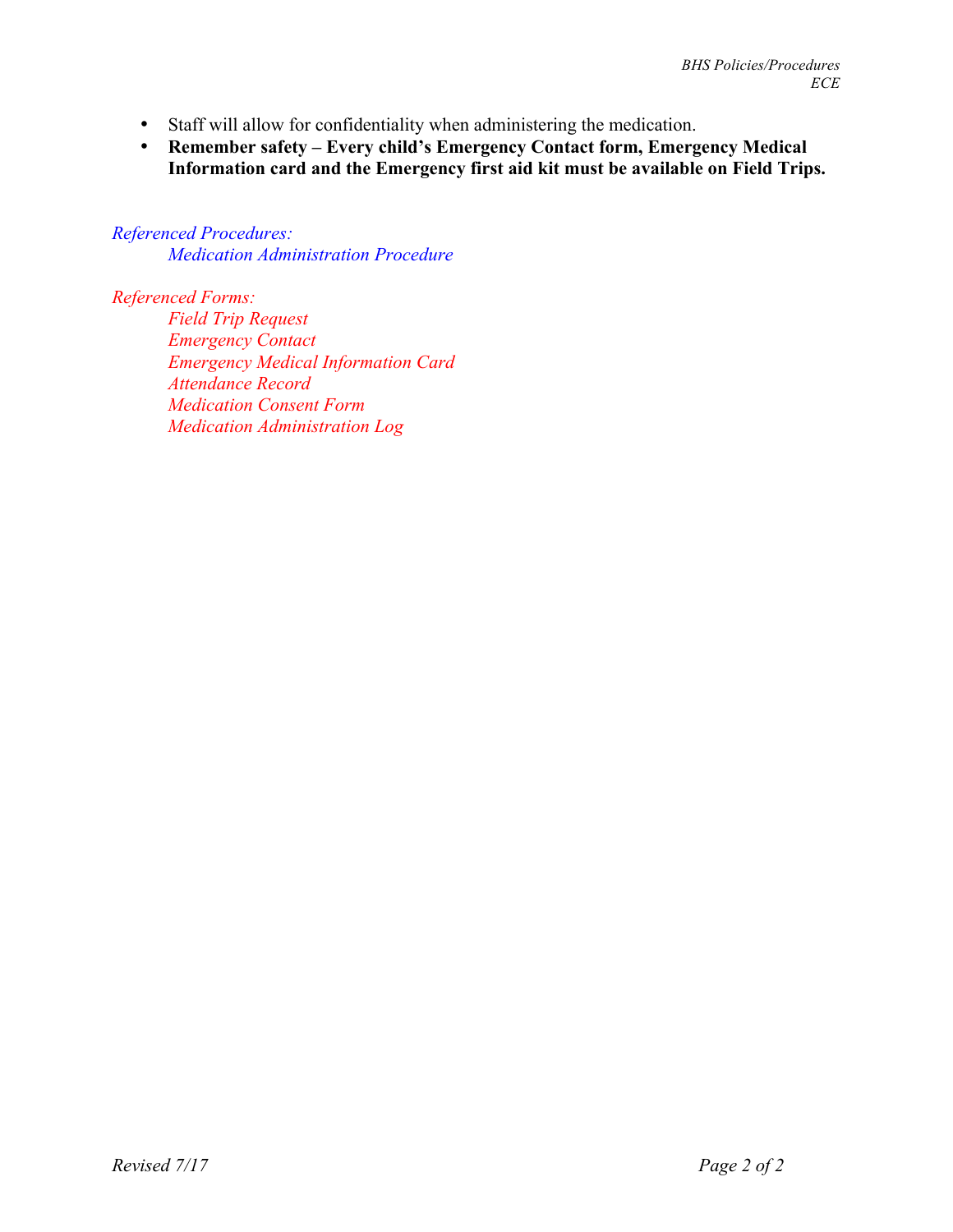- Staff will allow for confidentiality when administering the medication.
- **Remember safety – Every child's Emergency Contact form, Emergency Medical Information card and the Emergency first aid kit must be available on Field Trips.**

*Referenced Procedures:*

*Medication Administration Procedure*

*Referenced Forms:*

*Field Trip Request*
*Emergency Contact*
*Emergency Medical Information Card*
*Attendance Record*
*Medication Consent Form*
*Medication Administration Log*

*Revised 7/17*